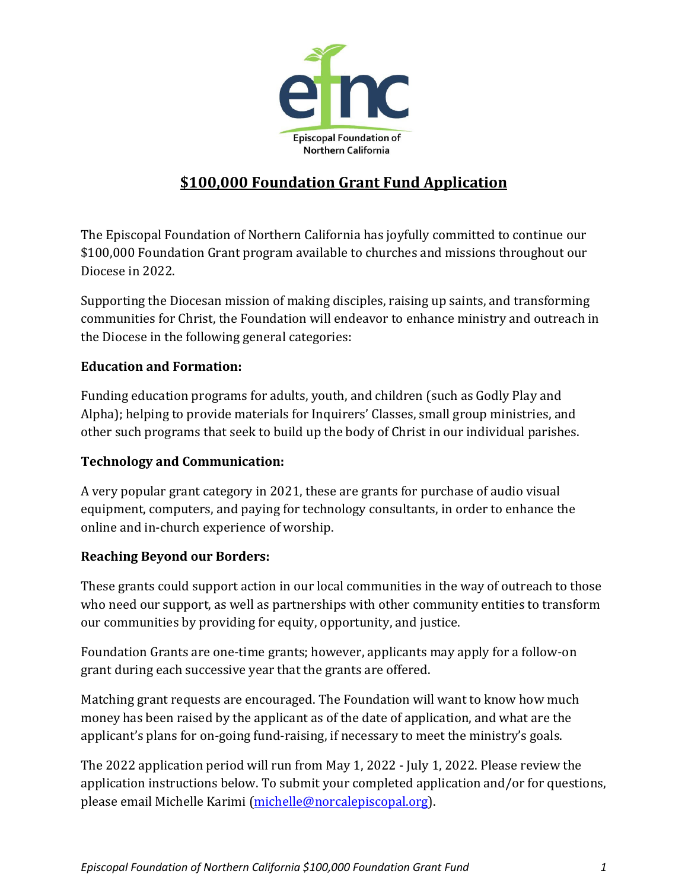# $100,000 Foundation Grant Fund Application

The Episcopal Foundation of Northern California has joyfully committed to continue our $100,000 Foundation Grant program available to churches and missions throughout our Diocese in 2022.

Supporting the Diocesan mission of making disciples, raising up saints, and transforming communities for Christ, the Foundation will endeavor to enhance ministry and outreach in the Diocese in the following general categories:

**Education and Formation:**

Funding education programs for adults, youth, and children (such as Godly Play and Alpha); helping to provide materials for Inquirers' Classes, small group ministries, and other such programs that seek to build up the body of Christ in our individual parishes.

**Technology and Communication:**

A very popular grant category in 2021, these are grants for purchase of audio visual equipment, computers, and paying for technology consultants, in order to enhance the online and in-church experience of worship.

**Reaching Beyond our Borders:**

These grants could support action in our local communities in the way of outreach to those who need our support, as well as partnerships with other community entities to transform our communities by providing for equity, opportunity, and justice.

Foundation Grants are one-time grants; however, applicants may apply for a follow-on grant during each successive year that the grants are offered.

Matching grant requests are encouraged. The Foundation will want to know how much money has been raised by the applicant as of the date of application, and what are the applicant's plans for on-going fund-raising, if necessary to meet the ministry's goals.

The 2022 application period will run from May 1, 2022 - July 1, 2022. Please review the application instructions below. To submit your completed application and/or for questions, please email Michelle Karimi (michelle@norcalepiscopal.org).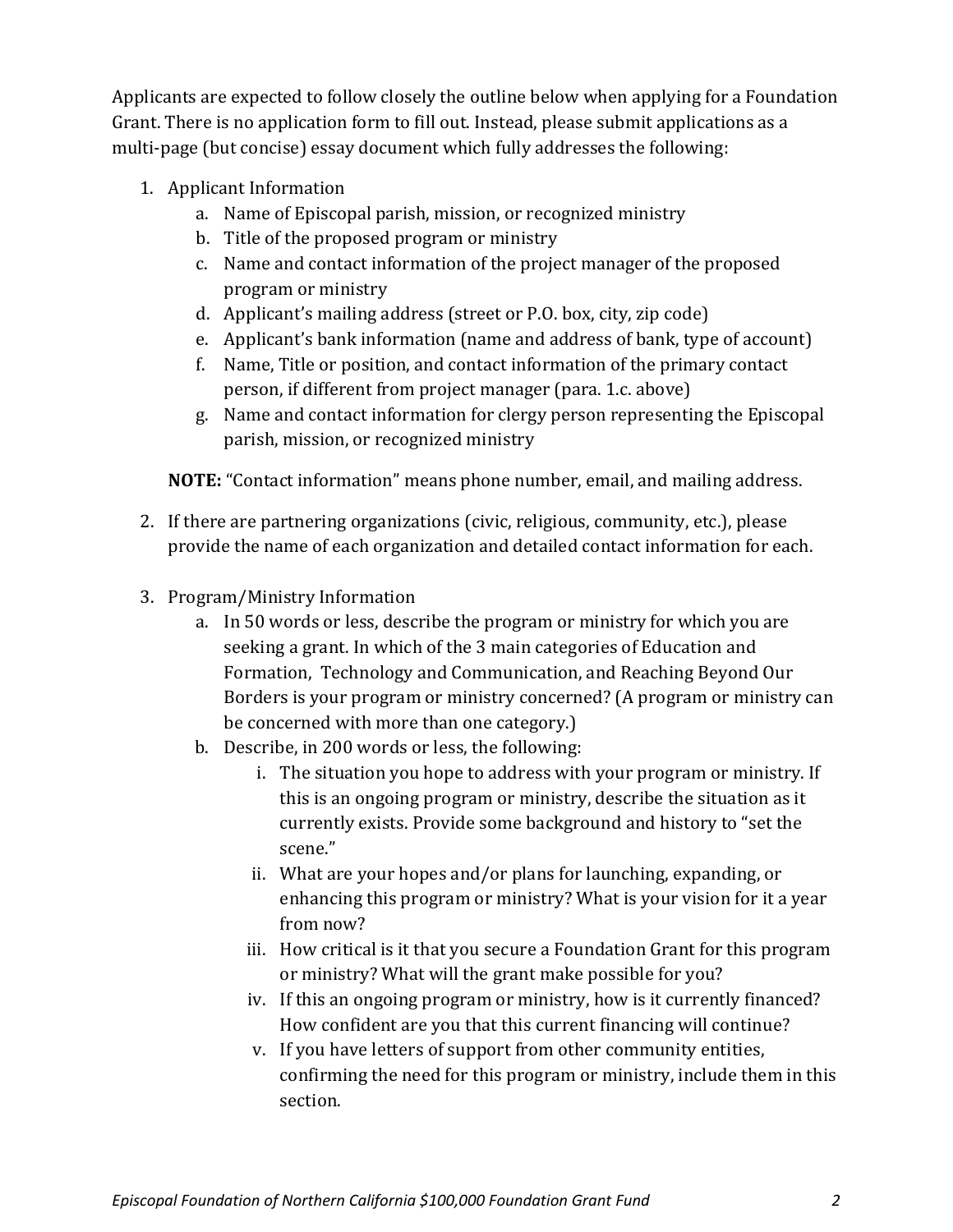Applicants are expected to follow closely the outline below when applying for a Foundation Grant. There is no application form to fill out. Instead, please submit applications as a multi-page (but concise) essay document which fully addresses the following:

1. Applicant Information
    a. Name of Episcopal parish, mission, or recognized ministry
    b. Title of the proposed program or ministry
    c. Name and contact information of the project manager of the proposed program or ministry
    d. Applicant's mailing address (street or P.O. box, city, zip code)
    e. Applicant's bank information (name and address of bank, type of account)
    f. Name, Title or position, and contact information of the primary contact person, if different from project manager (para. 1.c. above)
    g. Name and contact information for clergy person representing the Episcopal parish, mission, or recognized ministry

    **NOTE:** "Contact information" means phone number, email, and mailing address.

2. If there are partnering organizations (civic, religious, community, etc.), please provide the name of each organization and detailed contact information for each.

3. Program/Ministry Information
    a. In 50 words or less, describe the program or ministry for which you are seeking a grant. In which of the 3 main categories of Education and Formation, Technology and Communication, and Reaching Beyond Our Borders is your program or ministry concerned? (A program or ministry can be concerned with more than one category.)
    b. Describe, in 200 words or less, the following:
        i. The situation you hope to address with your program or ministry. If this is an ongoing program or ministry, describe the situation as it currently exists. Provide some background and history to "set the scene."
        ii. What are your hopes and/or plans for launching, expanding, or enhancing this program or ministry? What is your vision for it a year from now?
        iii. How critical is it that you secure a Foundation Grant for this program or ministry? What will the grant make possible for you?
        iv. If this an ongoing program or ministry, how is it currently financed? How confident are you that this current financing will continue?
        v. If you have letters of support from other community entities, confirming the need for this program or ministry, include them in this section.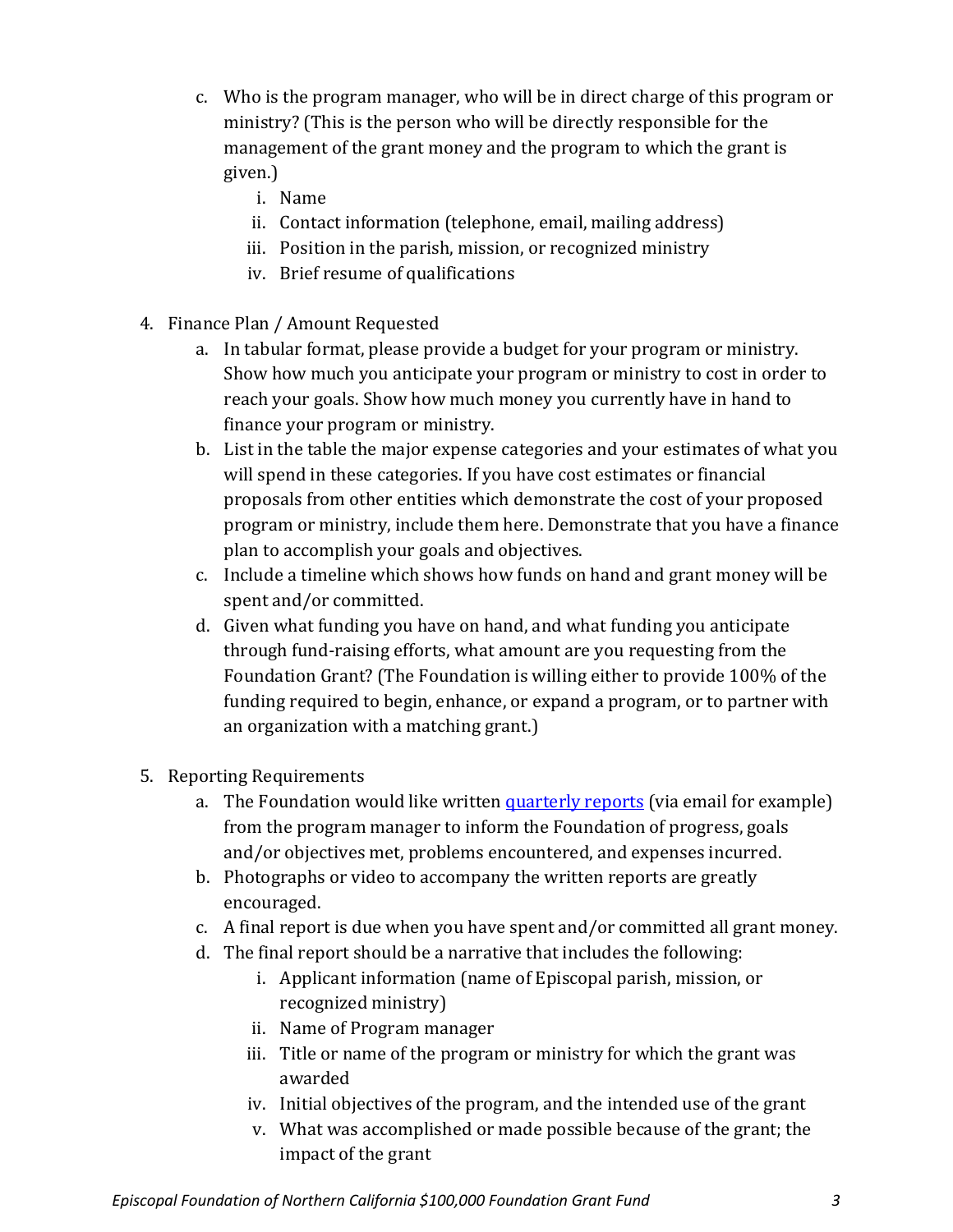c. Who is the program manager, who will be in direct charge of this program or ministry? (This is the person who will be directly responsible for the management of the grant money and the program to which the grant is given.)
   i. Name
   ii. Contact information (telephone, email, mailing address)
   iii. Position in the parish, mission, or recognized ministry
   iv. Brief resume of qualifications

4. Finance Plan / Amount Requested
   a. In tabular format, please provide a budget for your program or ministry. Show how much you anticipate your program or ministry to cost in order to reach your goals. Show how much money you currently have in hand to finance your program or ministry.
   b. List in the table the major expense categories and your estimates of what you will spend in these categories. If you have cost estimates or financial proposals from other entities which demonstrate the cost of your proposed program or ministry, include them here. Demonstrate that you have a finance plan to accomplish your goals and objectives.
   c. Include a timeline which shows how funds on hand and grant money will be spent and/or committed.
   d. Given what funding you have on hand, and what funding you anticipate through fund-raising efforts, what amount are you requesting from the Foundation Grant? (The Foundation is willing either to provide 100% of the funding required to begin, enhance, or expand a program, or to partner with an organization with a matching grant.)

5. Reporting Requirements
   a. The Foundation would like written [quarterly reports](quarterly reports) (via email for example) from the program manager to inform the Foundation of progress, goals and/or objectives met, problems encountered, and expenses incurred.
   b. Photographs or video to accompany the written reports are greatly encouraged.
   c. A final report is due when you have spent and/or committed all grant money.
   d. The final report should be a narrative that includes the following:
      i. Applicant information (name of Episcopal parish, mission, or recognized ministry)
      ii. Name of Program manager
      iii. Title or name of the program or ministry for which the grant was awarded
      iv. Initial objectives of the program, and the intended use of the grant
      v. What was accomplished or made possible because of the grant; the impact of the grant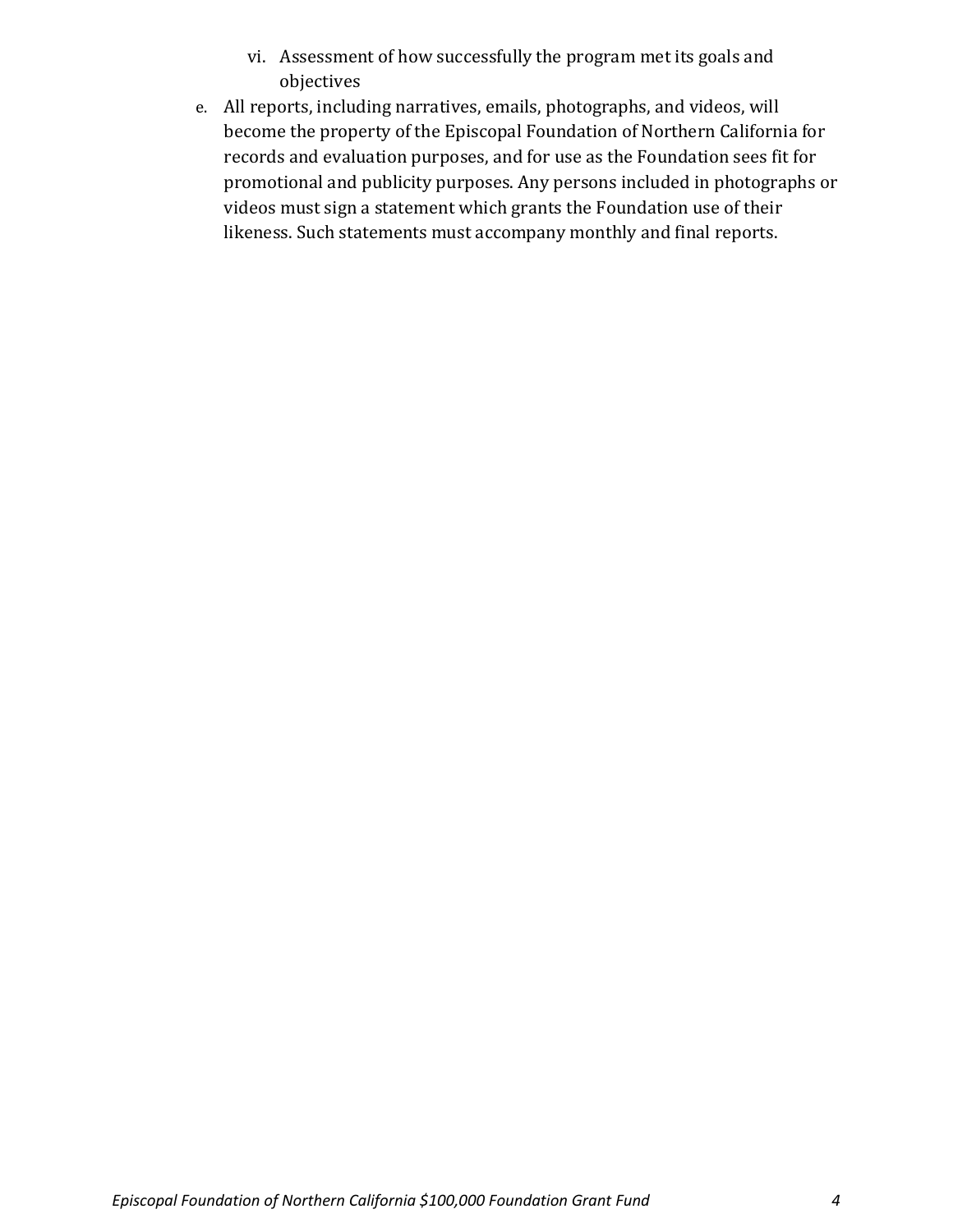vi. Assessment of how successfully the program met its goals and objectives

e. All reports, including narratives, emails, photographs, and videos, will become the property of the Episcopal Foundation of Northern California for records and evaluation purposes, and for use as the Foundation sees fit for promotional and publicity purposes. Any persons included in photographs or videos must sign a statement which grants the Foundation use of their likeness. Such statements must accompany monthly and final reports.